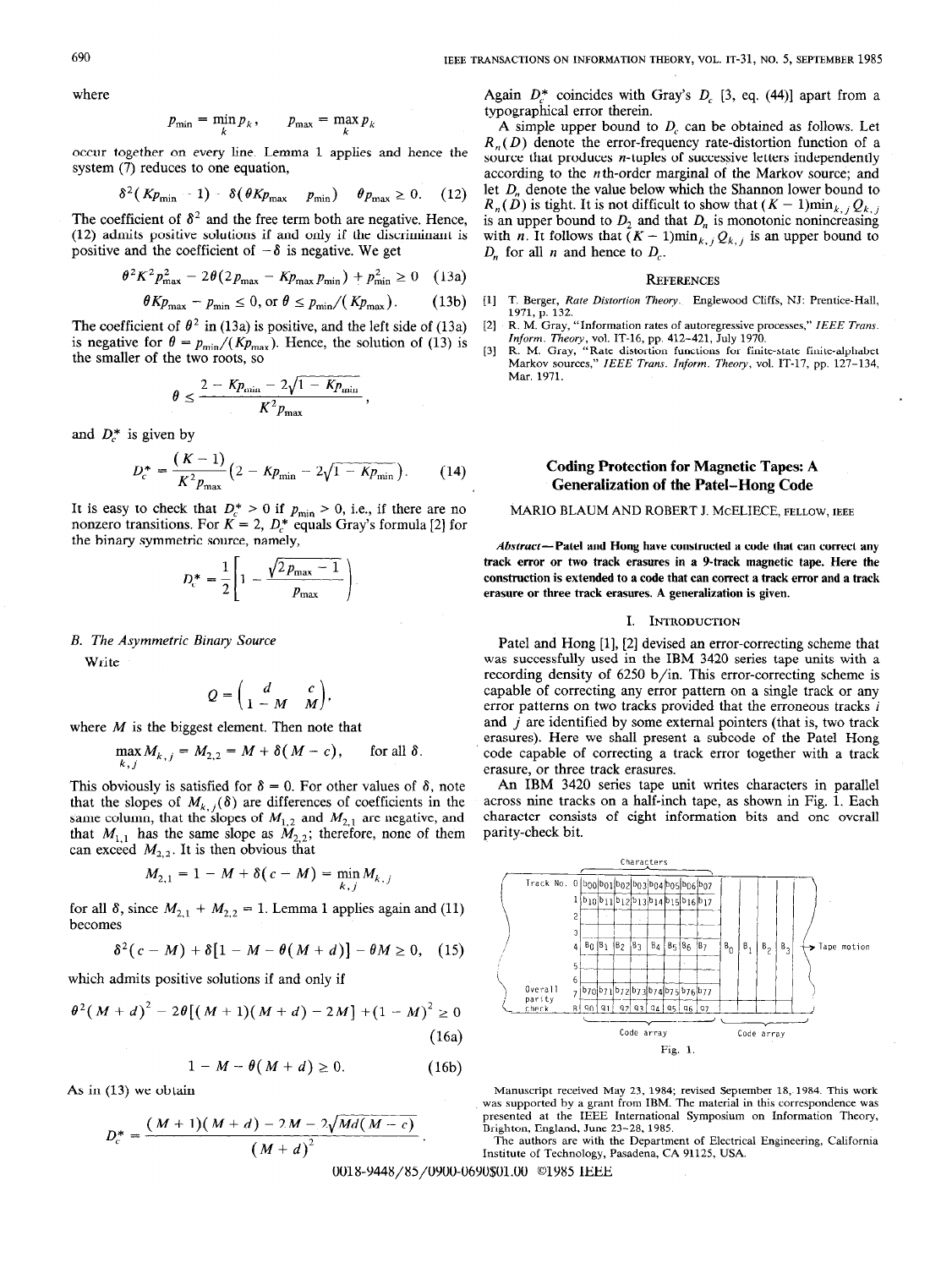where

$$p_{\min} = \min_k p_k, \qquad p_{\max} = \max_k p_k$$

occur together on every line. Lemma 1 applies and hence the system (7) reduces to one equation,

$$\delta^2(Kp_{\min} - 1) - \delta(\theta Kp_{\max} - p_{\min}) - \theta p_{\max} \geq 0. \quad (12)$$

The coefficient of $\delta^2$ and the free term both are negative. Hence, (12) admits positive solutions if and only if the discriminant is positive and the coefficient of $-\delta$ is negative. We get

$$\theta^2 K^2 p_{\max}^2 - 2\theta(2p_{\max} - Kp_{\max}p_{\min}) + p_{\min}^2 \geq 0 \quad (13a)$$

$$\theta Kp_{\max} - p_{\min} \leq 0, \text{ or } \theta \leq p_{\min}/(Kp_{\max}). \quad (13b)$$

The coefficient of $\theta^2$ in (13a) is positive, and the left side of (13a) is negative for $\theta = p_{\min}/(Kp_{\max})$. Hence, the solution of (13) is the smaller of the two roots, so

$$\theta \leq \frac{2 - Kp_{\min} - 2\sqrt{1 - Kp_{\min}}}{K^2 p_{\max}},$$

and $D_c^*$ is given by

$$D_c^* = \frac{(K-1)}{K^2 p_{\max}}\left(2 - Kp_{\min} - 2\sqrt{1 - Kp_{\min}}\right). \quad (14)$$

It is easy to check that $D_c^* > 0$ if $p_{\min} > 0$, i.e., if there are no nonzero transitions. For $K = 2$, $D_c^*$ equals Gray's formula [2] for the binary symmetric source, namely,

$$D_c^* = \frac{1}{2}\left[1 - \frac{\sqrt{2p_{\max} - 1}}{p_{\max}}\right].$$

### B. The Asymmetric Binary Source

Write

$$Q = \begin{pmatrix} d & c \\ 1 - M & M \end{pmatrix},$$

where $M$ is the biggest element. Then note that

$$\max_{k,j} M_{k,j} = M_{2,2} = M + \delta(M - c), \qquad \text{for all } \delta.$$

This obviously is satisfied for $\delta = 0$. For other values of $\delta$, note that the slopes of $M_{k,j}(\delta)$ are differences of coefficients in the same column, that the slopes of $M_{1,2}$ and $M_{2,1}$ are negative, and that $M_{1,1}$ has the same slope as $M_{2,2}$; therefore, none of them can exceed $M_{2,2}$. It is then obvious that

$$M_{2,1} = 1 - M + \delta(c - M) = \min_{k,j} M_{k,j}$$

for all $\delta$, since $M_{2,1} + M_{2,2} = 1$. Lemma 1 applies again and (11) becomes

$$\delta^2(c - M) + \delta[1 - M - \theta(M + d)] - \theta M \geq 0, \quad (15)$$

which admits positive solutions if and only if

$$\theta^2(M + d)^2 - 2\theta[(M+1)(M+d) - 2M] + (1 - M)^2 \geq 0 \quad (16a)$$

$$1 - M - \theta(M + d) \geq 0. \quad (16b)$$

As in (13) we obtain

$$D_c^* = \frac{(M+1)(M+d) - 2M - 2\sqrt{Md(M-c)}}{(M+d)^2}.$$

Again $D_c^*$ coincides with Gray's $D_c$ [3, eq. (44)] apart from a typographical error therein.

A simple upper bound to $D_c$ can be obtained as follows. Let $R_n(D)$ denote the error-frequency rate-distortion function of a source that produces $n$-tuples of successive letters independently according to the $n$th-order marginal of the Markov source; and let $D_n$ denote the value below which the Shannon lower bound to $R_n(D)$ is tight. It is not difficult to show that $(K-1)\min_{k,j} Q_{k,j}$ is an upper bound to $D_2$ and that $D_n$ is monotonic nonincreasing with $n$. It follows that $(K-1)\min_{k,j} Q_{k,j}$ is an upper bound to $D_n$ for all $n$ and hence to $D_c$.

## References

[1] T. Berger, *Rate Distortion Theory*. Englewood Cliffs, NJ: Prentice-Hall, 1971, p. 132.

[2] R. M. Gray, "Information rates of autoregressive processes," *IEEE Trans. Inform. Theory*, vol. IT-16, pp. 412–421, July 1970.

[3] R. M. Gray, "Rate distortion functions for finite-state finite-alphabet Markov sources," *IEEE Trans. Inform. Theory*, vol. IT-17, pp. 127–134, Mar. 1971.

# Coding Protection for Magnetic Tapes: A Generalization of the Patel–Hong Code

MARIO BLAUM AND ROBERT J. McELIECE, FELLOW, IEEE

***Abstract*—Patel and Hong have constructed a code that can correct any track error or two track erasures in a 9-track magnetic tape. Here the construction is extended to a code that can correct a track error and a track erasure or three track erasures. A generalization is given.**

## I. Introduction

Patel and Hong [1], [2] devised an error-correcting scheme that was successfully used in the IBM 3420 series tape units with a recording density of 6250 b/in. This error-correcting scheme is capable of correcting any error pattern on a single track or any error patterns on two tracks provided that the erroneous tracks $i$ and $j$ are identified by some external pointers (that is, two track erasures). Here we shall present a subcode of the Patel Hong code capable of correcting a track error together with a track erasure, or three track erasures.

An IBM 3420 series tape unit writes characters in parallel across nine tracks on a half-inch tape, as shown in Fig. 1. Each character consists of eight information bits and one overall parity-check bit.

| Track No. | Characters | | | | | | | | | | | |
|---|---|---|---|---|---|---|---|---|---|---|---|---|
| 0 | $b_{00}$ | $b_{01}$ | $b_{02}$ | $b_{03}$ | $b_{04}$ | $b_{05}$ | $b_{06}$ | $b_{07}$ | | | | |
| 1 | $b_{10}$ | $b_{11}$ | $b_{12}$ | $b_{13}$ | $b_{14}$ | $b_{15}$ | $b_{16}$ | $b_{17}$ | | | | |
| 2 | | | | | | | | | | | | |
| 3 | | | | | | | | | | | | |
| 4 | $B_0$ | $B_1$ | $B_2$ | $B_3$ | $B_4$ | $B_5$ | $B_6$ | $B_7$ | $B_0$ | $B_1$ | $B_2$ | $B_3$ |
| 5 | | | | | | | | | | | | |
| 6 | | | | | | | | | | | | |
| 7 | $b_{70}$ | $b_{71}$ | $b_{72}$ | $b_{73}$ | $b_{74}$ | $b_{75}$ | $b_{76}$ | $b_{77}$ | | | | |
| Overall parity check 8 | $q_0$ | $q_1$ | $q_2$ | $q_3$ | $q_4$ | $q_5$ | $q_6$ | $q_7$ | | | | |
| | Code array | | | | | | | | Code array | | | |

→ Tape motion

Fig. 1.

Manuscript received May 23, 1984; revised September 18, 1984. This work was supported by a grant from IBM. The material in this correspondence was presented at the IEEE International Symposium on Information Theory, Brighton, England, June 23–28, 1985.

The authors are with the Department of Electrical Engineering, California Institute of Technology, Pasadena, CA 91125, USA.

0018-9448/85/0900-0690$01.00 ©1985 IEEE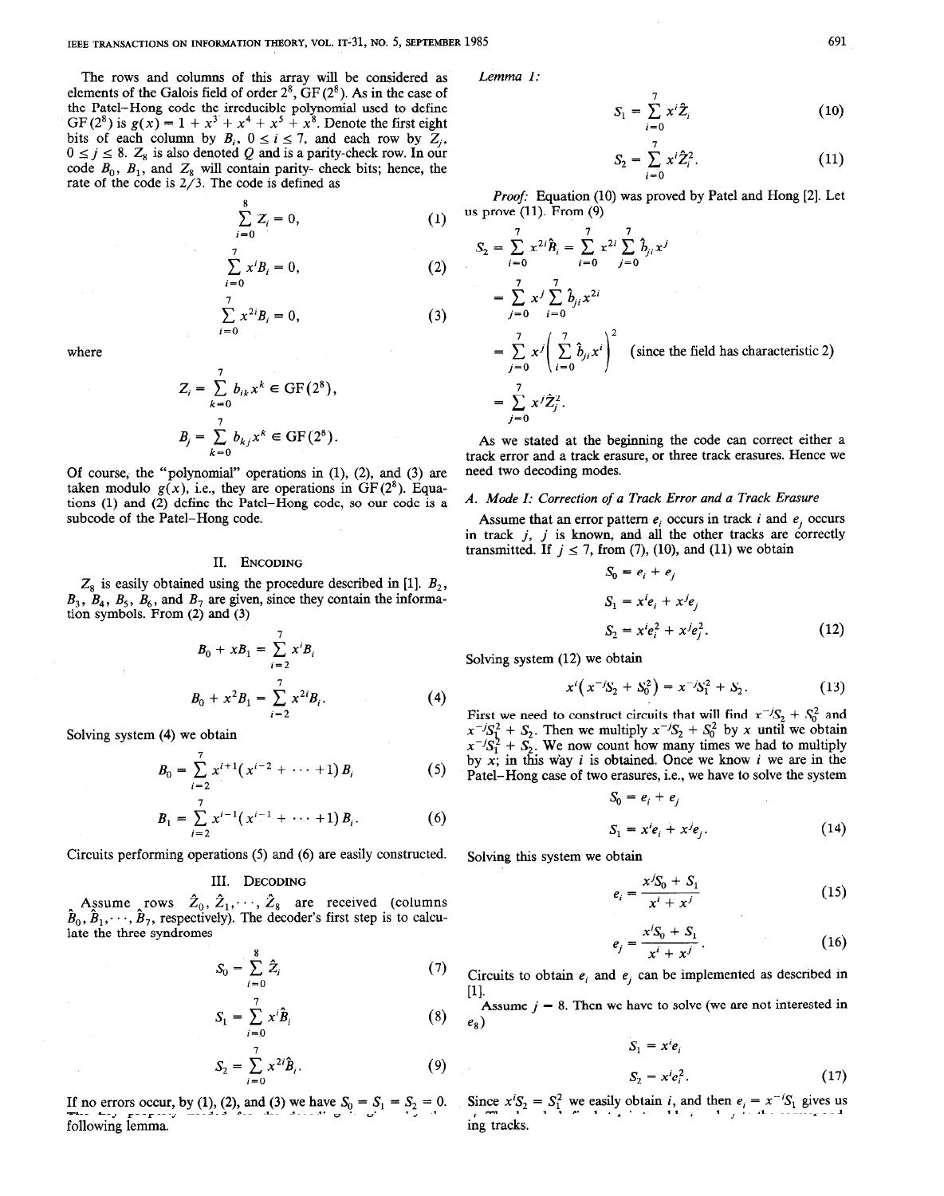The rows and columns of this array will be considered as elements of the Galois field of order $2^8$, GF$(2^8)$. As in the case of the Patel–Hong code the irreducible polynomial used to define GF$(2^8)$ is $g(x) = 1 + x^3 + x^4 + x^5 + x^8$. Denote the first eight bits of each column by $B_i$, $0 \le i \le 7$, and each row by $Z_j$, $0 \le j \le 8$. $Z_8$ is also denoted $Q$ and is a parity-check row. In our code $B_0$, $B_1$, and $Z_8$ will contain parity- check bits; hence, the rate of the code is 2/3. The code is defined as

$$\sum_{i=0}^{8} Z_i = 0, \tag{1}$$

$$\sum_{i=0}^{7} x^i B_i = 0, \tag{2}$$

$$\sum_{i=0}^{7} x^{2i} B_i = 0, \tag{3}$$

where

$$Z_i = \sum_{k=0}^{7} b_{ik} x^k \in \mathrm{GF}(2^8),$$

$$B_j = \sum_{k=0}^{7} b_{kj} x^k \in \mathrm{GF}(2^8).$$

Of course, the "polynomial" operations in (1), (2), and (3) are taken modulo $g(x)$, i.e., they are operations in GF$(2^8)$. Equations (1) and (2) define the Patel–Hong code, so our code is a subcode of the Patel–Hong code.

## II. Encoding

$Z_8$ is easily obtained using the procedure described in [1]. $B_2$, $B_3$, $B_4$, $B_5$, $B_6$, and $B_7$ are given, since they contain the information symbols. From (2) and (3)

$$B_0 + xB_1 = \sum_{i=2}^{7} x^i B_i$$

$$B_0 + x^2 B_1 = \sum_{i=2}^{7} x^{2i} B_i. \tag{4}$$

Solving system (4) we obtain

$$B_0 = \sum_{i=2}^{7} x^{i+1}\left(x^{i-2} + \cdots + 1\right) B_i \tag{5}$$

$$B_1 = \sum_{i=2}^{7} x^{i-1}\left(x^{i-1} + \cdots + 1\right) B_i. \tag{6}$$

Circuits performing operations (5) and (6) are easily constructed.

## III. Decoding

Assume rows $\hat{Z}_0, \hat{Z}_1, \cdots, \hat{Z}_8$ are received (columns $\hat{B}_0, \hat{B}_1, \cdots, \hat{B}_7$, respectively). The decoder's first step is to calculate the three syndromes

$$S_0 = \sum_{i=0}^{8} \hat{Z}_i \tag{7}$$

$$S_1 = \sum_{i=0}^{7} x^i \hat{B}_i \tag{8}$$

$$S_2 = \sum_{i=0}^{7} x^{2i} \hat{B}_i. \tag{9}$$

If no errors occur, by (1), (2), and (3) we have $S_0 = S_1 = S_2 = 0$. The key property needed for the decoding algorithm is given by the following lemma.

*Lemma 1:*

$$S_1 = \sum_{i=0}^{7} x^i \hat{Z}_i \tag{10}$$

$$S_2 = \sum_{i=0}^{7} x^i \hat{Z}_i^2. \tag{11}$$

*Proof:* Equation (10) was proved by Patel and Hong [2]. Let us prove (11). From (9)

$$\begin{aligned} S_2 &= \sum_{i=0}^{7} x^{2i} \hat{B}_i = \sum_{i=0}^{7} x^{2i} \sum_{j=0}^{7} \hat{b}_{ji} x^j \\ &= \sum_{j=0}^{7} x^j \sum_{i=0}^{7} \hat{b}_{ji} x^{2i} \\ &= \sum_{j=0}^{7} x^j \left( \sum_{i=0}^{7} \hat{b}_{ji} x^i \right)^2 \quad \text{(since the field has characteristic 2)} \\ &= \sum_{j=0}^{7} x^j \hat{Z}_j^2. \end{aligned}$$

As we stated at the beginning the code can correct either a track error and a track erasure, or three track erasures. Hence we need two decoding modes.

### A. Mode I: Correction of a Track Error and a Track Erasure

Assume that an error pattern $e_i$ occurs in track $i$ and $e_j$ occurs in track $j$, $j$ is known, and all the other tracks are correctly transmitted. If $j \le 7$, from (7), (10), and (11) we obtain

$$\begin{aligned} S_0 &= e_i + e_j \\ S_1 &= x^i e_i + x^j e_j \\ S_2 &= x^i e_i^2 + x^j e_j^2. \end{aligned} \tag{12}$$

Solving system (12) we obtain

$$x^i\left(x^{-j}S_2 + S_0^2\right) = x^{-j}S_1^2 + S_2. \tag{13}$$

First we need to construct circuits that will find $x^{-j}S_2 + S_0^2$ and $x^{-j}S_1^2 + S_2$. Then we multiply $x^{-j}S_2 + S_0^2$ by $x$ until we obtain $x^{-j}S_1^2 + S_2$. We now count how many times we had to multiply by $x$; in this way $i$ is obtained. Once we know $i$ we are in the Patel–Hong case of two erasures, i.e., we have to solve the system

$$\begin{aligned} S_0 &= e_i + e_j \\ S_1 &= x^i e_i + x^j e_j. \end{aligned} \tag{14}$$

Solving this system we obtain

$$e_i = \frac{x^j S_0 + S_1}{x^i + x^j} \tag{15}$$

$$e_j = \frac{x^i S_0 + S_1}{x^i + x^j}. \tag{16}$$

Circuits to obtain $e_i$ and $e_j$ can be implemented as described in [1].

Assume $j = 8$. Then we have to solve (we are not interested in $e_8$)

$$\begin{aligned} S_1 &= x^i e_i \\ S_2 &= x^i e_i^2. \end{aligned} \tag{17}$$

Since $x^i S_2 = S_1^2$ we easily obtain $i$, and then $e_i = x^{-i} S_1$ gives us the error pattern. $e_8$ is obtained by adding $e_i$ to the corresponding tracks.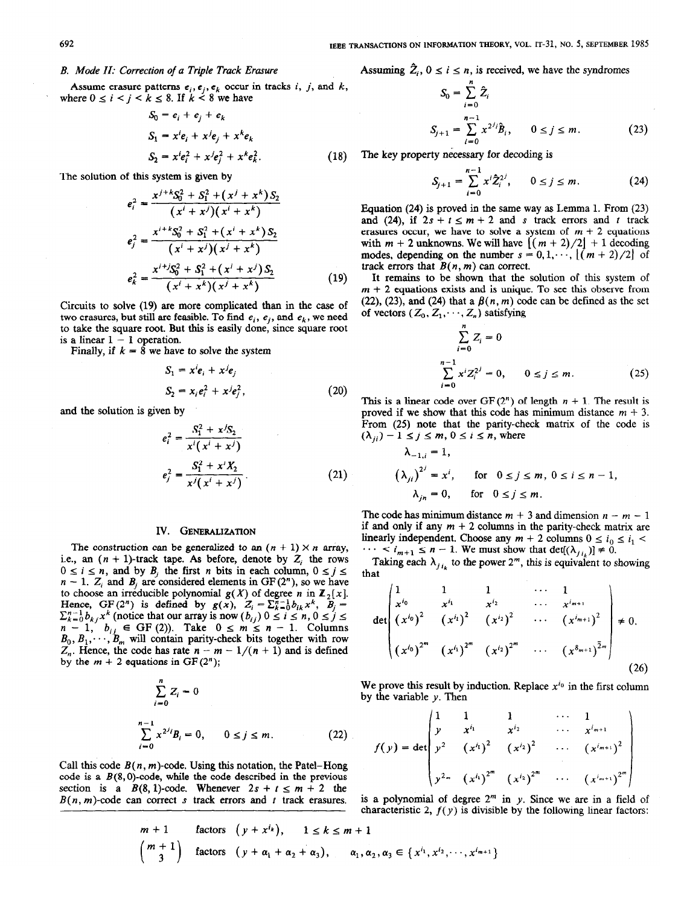### B. Mode II: Correction of a Triple Track Erasure

Assume erasure patterns $e_i, e_j, e_k$ occur in tracks $i$, $j$, and $k$, where $0 \le i < j < k \le 8$. If $k < 8$ we have

$$
\begin{aligned}
S_0 &= e_i + e_j + e_k \\
S_1 &= x^i e_i + x^j e_j + x^k e_k \\
S_2 &= x^i e_i^2 + x^j e_j^2 + x^k e_k^2.
\end{aligned}
\tag{18}
$$

The solution of this system is given by

$$
\begin{aligned}
e_i^2 &= \frac{x^{j+k} S_0^2 + S_1^2 + (x^j + x^k) S_2}{(x^i + x^j)(x^i + x^k)} \\
e_j^2 &= \frac{x^{i+k} S_0^2 + S_1^2 + (x^i + x^k) S_2}{(x^i + x^j)(x^j + x^k)} \\
e_k^2 &= \frac{x^{i+j} S_0^2 + S_1^2 + (x^i + x^j) S_2}{(x^i + x^k)(x^j + x^k)}
\end{aligned}
\tag{19}
$$

Circuits to solve (19) are more complicated than in the case of two erasures, but still are feasible. To find $e_i$, $e_j$, and $e_k$, we need to take the square root. But this is easily done, since square root is a linear 1 – 1 operation.

Finally, if $k = 8$ we have to solve the system

$$
\begin{aligned}
S_1 &= x^i e_i + x^j e_j \\
S_2 &= x_i e_i^2 + x^j e_j^2,
\end{aligned}
\tag{20}
$$

and the solution is given by

$$
\begin{aligned}
e_i^2 &= \frac{S_1^2 + x^j S_2}{x^i (x^i + x^j)} \\
e_j^2 &= \frac{S_1^2 + x^i X_2}{x^j (x^i + x^j)}.
\end{aligned}
\tag{21}
$$

## IV. Generalization

The construction can be generalized to an $(n+1) \times n$ array, i.e., an $(n+1)$-track tape. As before, denote by $Z_i$ the rows $0 \le i \le n$, and by $B_j$ the first $n$ bits in each column, $0 \le j \le n-1$. $Z_i$ and $B_j$ are considered elements in GF$(2^n)$, so we have to choose an irreducible polynomial $g(X)$ of degree $n$ in $\mathbf{Z}_2[x]$. Hence, GF$(2^n)$ is defined by $g(x)$, $Z_i = \sum_{k=0}^{n-1} b_{ik} x^k$, $B_j = \sum_{k=0}^{n-1} b_{kj} x^k$ (notice that our array is now $(b_{ij})\, 0 \le i \le n, 0 \le j \le n-1$, $b_{ij} \in$ GF(2)). Take $0 \le m \le n-1$. Columns $B_0, B_1, \cdots, B_m$ will contain parity-check bits together with row $Z_n$. Hence, the code has rate $n - m - 1/(n+1)$ and is defined by the $m+2$ equations in GF$(2^n)$;

$$
\begin{aligned}
&\sum_{i=0}^{n} Z_i = 0 \\
&\sum_{i=0}^{n-1} x^{2^j i} B_i = 0, \qquad 0 \le j \le m.
\end{aligned}
\tag{22}
$$

Call this code $B(n,m)$-code. Using this notation, the Patel–Hong code is a $B(8,0)$-code, while the code described in the previous section is a $B(8,1)$-code. Whenever $2s + t \le m+2$ the $B(n,m)$-code can correct $s$ track errors and $t$ track erasures.

Assuming $\hat{Z}_i$, $0 \le i \le n$, is received, we have the syndromes

$$
\begin{aligned}
S_0 &= \sum_{i=0}^{n} \hat{Z}_i \\
S_{j+1} &= \sum_{i=0}^{n-1} x^{2^j i} \hat{B}_i, \qquad 0 \le j \le m.
\end{aligned}
\tag{23}
$$

The key property necessary for decoding is

$$
S_{j+1} = \sum_{i=0}^{n-1} x^i \hat{Z}_i^{2^j}, \qquad 0 \le j \le m.
\tag{24}
$$

Equation (24) is proved in the same way as Lemma 1. From (23) and (24), if $2s + t \le m+2$ and $s$ track errors and $t$ track erasures occur, we have to solve a system of $m+2$ equations with $m+2$ unknowns. We will have $\lfloor (m+2)/2 \rfloor + 1$ decoding modes, depending on the number $s = 0, 1, \cdots, \lfloor (m+2)/2 \rfloor$ of track errors that $B(n,m)$ can correct.

It remains to be shown that the solution of this system of $m+2$ equations exists and is unique. To see this observe from (22), (23), and (24) that a $\beta(n,m)$ code can be defined as the set of vectors $(Z_0, Z_1, \cdots, Z_n)$ satisfying

$$
\begin{aligned}
&\sum_{i=0}^{n} Z_i = 0 \\
&\sum_{i=0}^{n-1} x^i Z_i^{2^j} = 0, \qquad 0 \le j \le m.
\end{aligned}
\tag{25}
$$

This is a linear code over GF$(2^n)$ of length $n+1$. The result is proved if we show that this code has minimum distance $m+3$. From (25) note that the parity-check matrix of the code is $(\lambda_{ji}) - 1 \le j \le m$, $0 \le i \le n$, where

$$
\begin{aligned}
\lambda_{-1,i} &= 1, \\
(\lambda_{ji})^{2^j} &= x^i, \qquad \text{for } 0 \le j \le m,\ 0 \le i \le n-1, \\
\lambda_{jn} &= 0, \qquad \text{for } 0 \le j \le m.
\end{aligned}
$$

The code has minimum distance $m+3$ and dimension $n - m - 1$ if and only if any $m+2$ columns in the parity-check matrix are linearly independent. Choose any $m+2$ columns $0 \le i_0 \le i_1 < \cdots < i_{m+1} \le n-1$. We must show that $\det[(\lambda_{j i_k})] \ne 0$.

Taking each $\lambda_{j i_k}$ to the power $2^m$, this is equivalent to showing that

$$
\det \begin{pmatrix}
1 & 1 & 1 & \cdots & 1 \\
x^{i_0} & x^{i_1} & x^{i_2} & \cdots & x^{i_{m+1}} \\
(x^{i_0})^2 & (x^{i_1})^2 & (x^{i_2})^2 & \cdots & (x^{i_{m+1}})^2 \\
\vdots & & & & \vdots \\
(x^{i_0})^{2^m} & (x^{i_1})^{2^m} & (x^{i_2})^{2^m} & \cdots & (x^{8_{m+1}})^{\bar{2}^m}
\end{pmatrix} \ne 0.
\tag{26}
$$

We prove this result by induction. Replace $x^{i_0}$ in the first column by the variable $y$. Then

$$
f(y) = \det \begin{pmatrix}
1 & 1 & 1 & \cdots & 1 \\
y & x^{i_1} & x^{i_2} & \cdots & x^{i_{m+1}} \\
y^2 & (x^{i_1})^2 & (x^{i_2})^2 & \cdots & (x^{i_{m+1}})^2 \\
\vdots & & & & \vdots \\
y^{2_m} & (x^{i_1})^{2^m} & (x^{i_2})^{2^m} & \cdots & (x^{i_{m+1}})^{2^m}
\end{pmatrix}
$$

is a polynomial of degree $2^m$ in $y$. Since we are in a field of characteristic 2, $f(y)$ is divisible by the following linear factors:

$m+1$ factors $(y + x^{i_k})$, $\quad 1 \le k \le m+1$

$\binom{m+1}{3}$ factors $(y + \alpha_1 + \alpha_2 + \alpha_3)$, $\quad \alpha_1, \alpha_2, \alpha_3 \in \{x^{i_1}, x^{i_2}, \cdots, x^{i_{m+1}}\}$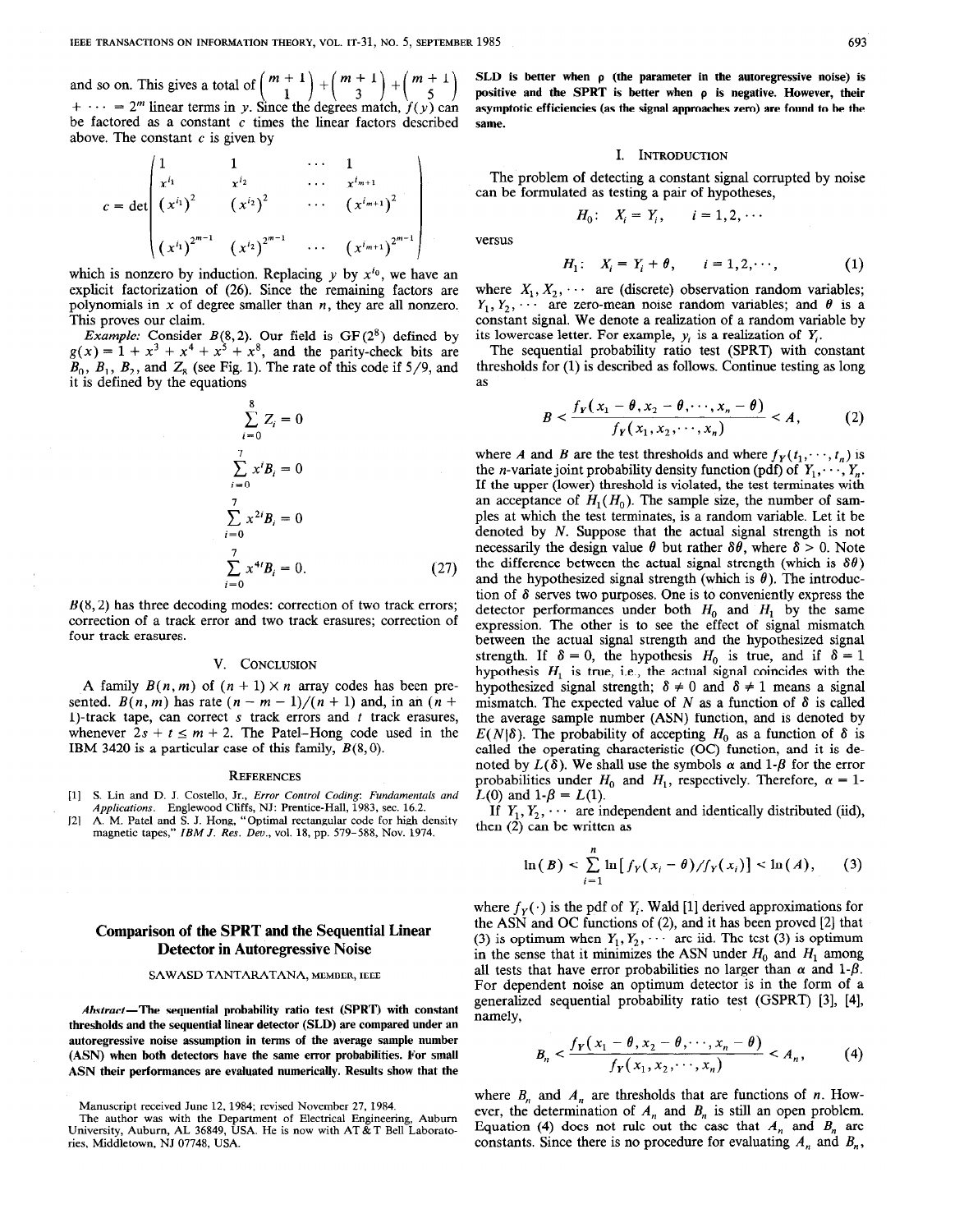and so on. This gives a total of $\binom{m+1}{1}+\binom{m+1}{3}+\binom{m+1}{5}+\cdots=2^m$ linear terms in $y$. Since the degrees match, $f(y)$ can be factored as a constant $c$ times the linear factors described above. The constant $c$ is given by

$$c=\det\begin{pmatrix}1 & 1 & \cdots & 1\\ x^{i_1} & x^{i_2} & \cdots & x^{i_{m+1}}\\ (x^{i_1})^2 & (x^{i_2})^2 & \cdots & (x^{i_{m+1}})^2\\ & & & \\ (x^{i_1})^{2^{m-1}} & (x^{i_2})^{2^{m-1}} & \cdots & (x^{i_{m+1}})^{2^{m-1}}\end{pmatrix}$$

which is nonzero by induction. Replacing $y$ by $x^{i_0}$, we have an explicit factorization of (26). Since the remaining factors are polynomials in $x$ of degree smaller than $n$, they are all nonzero. This proves our claim.

*Example:* Consider $B(8,2)$. Our field is $GF(2^8)$ defined by $g(x)=1+x^3+x^4+x^5+x^8$, and the parity-check bits are $B_0$, $B_1$, $B_2$, and $Z_8$ (see Fig. 1). The rate of this code if 5/9, and it is defined by the equations

$$\sum_{i=0}^{8} Z_i = 0$$

$$\sum_{i=0}^{7} x^i B_i = 0$$

$$\sum_{i=0}^{7} x^{2i} B_i = 0$$

$$\sum_{i=0}^{7} x^{4i} B_i = 0. \tag{27}$$

$B(8,2)$ has three decoding modes: correction of two track errors; correction of a track error and two track erasures; correction of four track erasures.

## V. Conclusion

A family $B(n,m)$ of $(n+1)\times n$ array codes has been presented. $B(n,m)$ has rate $(n-m-1)/(n+1)$ and, in an $(n+1)$-track tape, can correct $s$ track errors and $t$ track erasures, whenever $2s+t\le m+2$. The Patel–Hong code used in the IBM 3420 is a particular case of this family, $B(8,0)$.

## References

[1] S. Lin and D. J. Costello, Jr., *Error Control Coding: Fundamentals and Applications*. Englewood Cliffs, NJ: Prentice-Hall, 1983, sec. 16.2.

[2] A. M. Patel and S. J. Hong, "Optimal rectangular code for high density magnetic tapes," *IBM J. Res. Dev.*, vol. 18, pp. 579–588, Nov. 1974.

# Comparison of the SPRT and the Sequential Linear Detector in Autoregressive Noise

SAWASD TANTARATANA, MEMBER, IEEE

***Abstract*—The sequential probability ratio test (SPRT) with constant thresholds and the sequential linear detector (SLD) are compared under an autoregressive noise assumption in terms of the average sample number (ASN) when both detectors have the same error probabilities. For small ASN their performances are evaluated numerically. Results show that the SLD is better when $\rho$ (the parameter in the autoregressive noise) is positive and the SPRT is better when $\rho$ is negative. However, their asymptotic efficiencies (as the signal approaches zero) are found to be the same.**

Manuscript received June 12, 1984; revised November 27, 1984.

The author was with the Department of Electrical Engineering, Auburn University, Auburn, AL 36849, USA. He is now with AT&T Bell Laboratories, Middletown, NJ 07748, USA.

## I. Introduction

The problem of detecting a constant signal corrupted by noise can be formulated as testing a pair of hypotheses,

$$H_0:\quad X_i=Y_i,\qquad i=1,2,\cdots$$

versus

$$H_1:\quad X_i=Y_i+\theta,\qquad i=1,2,\cdots, \tag{1}$$

where $X_1, X_2, \cdots$ are (discrete) observation random variables; $Y_1, Y_2, \cdots$ are zero-mean noise random variables; and $\theta$ is a constant signal. We denote a realization of a random variable by its lowercase letter. For example, $y_i$ is a realization of $Y_i$.

The sequential probability ratio test (SPRT) with constant thresholds for (1) is described as follows. Continue testing as long as

$$B<\frac{f_Y(x_1-\theta,x_2-\theta,\cdots,x_n-\theta)}{f_Y(x_1,x_2,\cdots,x_n)}<A, \tag{2}$$

where $A$ and $B$ are the test thresholds and where $f_Y(t_1,\cdots,t_n)$ is the $n$-variate joint probability density function (pdf) of $Y_1,\cdots,Y_n$. If the upper (lower) threshold is violated, the test terminates with an acceptance of $H_1(H_0)$. The sample size, the number of samples at which the test terminates, is a random variable. Let it be denoted by $N$. Suppose that the actual signal strength is not necessarily the design value $\theta$ but rather $\delta\theta$, where $\delta>0$. Note the difference between the actual signal strength (which is $\delta\theta$) and the hypothesized signal strength (which is $\theta$). The introduction of $\delta$ serves two purposes. One is to conveniently express the detector performances under both $H_0$ and $H_1$ by the same expression. The other is to see the effect of signal mismatch between the actual signal strength and the hypothesized signal strength. If $\delta=0$, the hypothesis $H_0$ is true, and if $\delta=1$ hypothesis $H_1$ is true, i.e., the actual signal coincides with the hypothesized signal strength; $\delta\ne 0$ and $\delta\ne 1$ means a signal mismatch. The expected value of $N$ as a function of $\delta$ is called the average sample number (ASN) function, and is denoted by $E(N|\delta)$. The probability of accepting $H_0$ as a function of $\delta$ is called the operating characteristic (OC) function, and it is denoted by $L(\delta)$. We shall use the symbols $\alpha$ and $1$-$\beta$ for the error probabilities under $H_0$ and $H_1$, respectively. Therefore, $\alpha=1-L(0)$ and $1$-$\beta=L(1)$.

If $Y_1, Y_2, \cdots$ are independent and identically distributed (iid), then (2) can be written as

$$\ln(B)<\sum_{i=1}^{n}\ln\left[f_Y(x_i-\theta)/f_Y(x_i)\right]<\ln(A), \tag{3}$$

where $f_Y(\cdot)$ is the pdf of $Y_i$. Wald [1] derived approximations for the ASN and OC functions of (2), and it has been proved [2] that (3) is optimum when $Y_1, Y_2, \cdots$ are iid. The test (3) is optimum in the sense that it minimizes the ASN under $H_0$ and $H_1$ among all tests that have error probabilities no larger than $\alpha$ and $1$-$\beta$. For dependent noise an optimum detector is in the form of a generalized sequential probability ratio test (GSPRT) [3], [4], namely,

$$B_n<\frac{f_Y(x_1-\theta,x_2-\theta,\cdots,x_n-\theta)}{f_Y(x_1,x_2,\cdots,x_n)}<A_n, \tag{4}$$

where $B_n$ and $A_n$ are thresholds that are functions of $n$. However, the determination of $A_n$ and $B_n$ is still an open problem. Equation (4) does not rule out the case that $A_n$ and $B_n$ are constants. Since there is no procedure for evaluating $A_n$ and $B_n$,